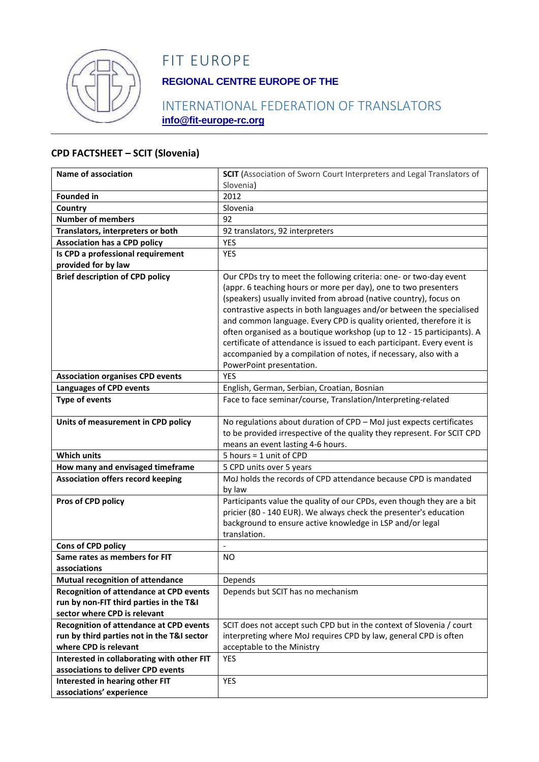# FIT EUROPE

**REGIONAL CENTRE EUROPE OF THE**

INTERNATIONAL FEDERATION OF TRANSLATORS

**info@fit-europe-rc.org**

## CPD FACTSHEET – SCIT (Slovenia)

| Name of association | **SCIT** (Association of Sworn Court Interpreters and Legal Translators of Slovenia) |
|---|---|
| **Founded in** | 2012 |
| **Country** | Slovenia |
| **Number of members** | 92 |
| **Translators, interpreters or both** | 92 translators, 92 interpreters |
| **Association has a CPD policy** | YES |
| **Is CPD a professional requirement provided for by law** | YES |
| **Brief description of CPD policy** | Our CPDs try to meet the following criteria: one- or two-day event (appr. 6 teaching hours or more per day), one to two presenters (speakers) usually invited from abroad (native country), focus on contrastive aspects in both languages and/or between the specialised and common language. Every CPD is quality oriented, therefore it is often organised as a boutique workshop (up to 12 - 15 participants). A certificate of attendance is issued to each participant. Every event is accompanied by a compilation of notes, if necessary, also with a PowerPoint presentation. |
| **Association organises CPD events** | YES |
| **Languages of CPD events** | English, German, Serbian, Croatian, Bosnian |
| **Type of events** | Face to face seminar/course, Translation/Interpreting-related |
| **Units of measurement in CPD policy** | No regulations about duration of CPD – MoJ just expects certificates to be provided irrespective of the quality they represent. For SCIT CPD means an event lasting 4-6 hours. |
| **Which units** | 5 hours = 1 unit of CPD |
| **How many and envisaged timeframe** | 5 CPD units over 5 years |
| **Association offers record keeping** | MoJ holds the records of CPD attendance because CPD is mandated by law |
| **Pros of CPD policy** | Participants value the quality of our CPDs, even though they are a bit pricier (80 - 140 EUR). We always check the presenter's education background to ensure active knowledge in LSP and/or legal translation. |
| **Cons of CPD policy** | - |
| **Same rates as members for FIT associations** | NO |
| **Mutual recognition of attendance** | Depends |
| **Recognition of attendance at CPD events run by non-FIT third parties in the T&I sector where CPD is relevant** | Depends but SCIT has no mechanism |
| **Recognition of attendance at CPD events run by third parties not in the T&I sector where CPD is relevant** | SCIT does not accept such CPD but in the context of Slovenia / court interpreting where MoJ requires CPD by law, general CPD is often acceptable to the Ministry |
| **Interested in collaborating with other FIT associations to deliver CPD events** | YES |
| **Interested in hearing other FIT associations' experience** | YES |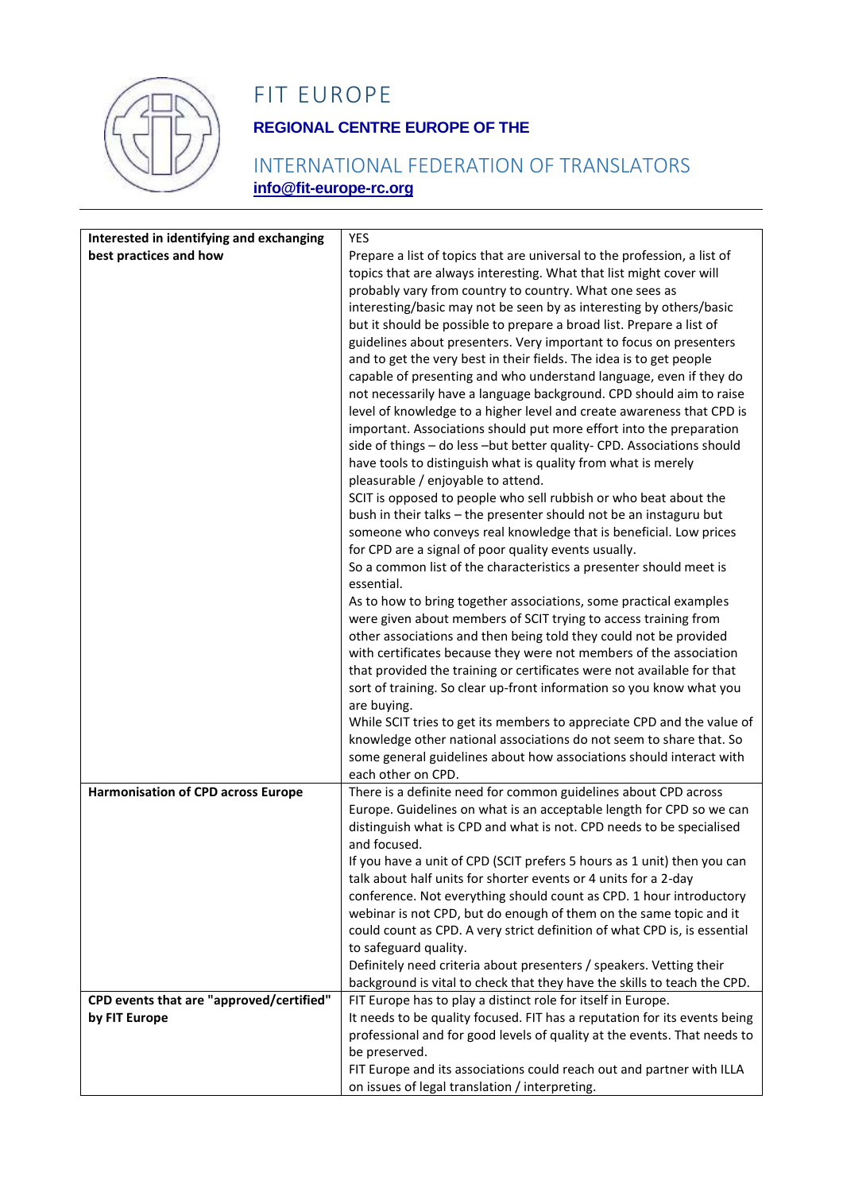# FIT EUROPE

**REGIONAL CENTRE EUROPE OF THE**

## INTERNATIONAL FEDERATION OF TRANSLATORS

**info@fit-europe-rc.org**

| | |
|---|---|
| **Interested in identifying and exchanging best practices and how** | YES<br>Prepare a list of topics that are universal to the profession, a list of topics that are always interesting. What that list might cover will probably vary from country to country. What one sees as interesting/basic may not be seen by as interesting by others/basic but it should be possible to prepare a broad list. Prepare a list of guidelines about presenters. Very important to focus on presenters and to get the very best in their fields. The idea is to get people capable of presenting and who understand language, even if they do not necessarily have a language background. CPD should aim to raise level of knowledge to a higher level and create awareness that CPD is important. Associations should put more effort into the preparation side of things – do less –but better quality- CPD. Associations should have tools to distinguish what is quality from what is merely pleasurable / enjoyable to attend.<br>SCIT is opposed to people who sell rubbish or who beat about the bush in their talks – the presenter should not be an instaguru but someone who conveys real knowledge that is beneficial. Low prices for CPD are a signal of poor quality events usually.<br>So a common list of the characteristics a presenter should meet is essential.<br>As to how to bring together associations, some practical examples were given about members of SCIT trying to access training from other associations and then being told they could not be provided with certificates because they were not members of the association that provided the training or certificates were not available for that sort of training. So clear up-front information so you know what you are buying.<br>While SCIT tries to get its members to appreciate CPD and the value of knowledge other national associations do not seem to share that. So some general guidelines about how associations should interact with each other on CPD. |
| **Harmonisation of CPD across Europe** | There is a definite need for common guidelines about CPD across Europe. Guidelines on what is an acceptable length for CPD so we can distinguish what is CPD and what is not. CPD needs to be specialised and focused.<br>If you have a unit of CPD (SCIT prefers 5 hours as 1 unit) then you can talk about half units for shorter events or 4 units for a 2-day conference. Not everything should count as CPD. 1 hour introductory webinar is not CPD, but do enough of them on the same topic and it could count as CPD. A very strict definition of what CPD is, is essential to safeguard quality.<br>Definitely need criteria about presenters / speakers. Vetting their background is vital to check that they have the skills to teach the CPD. |
| **CPD events that are "approved/certified" by FIT Europe** | FIT Europe has to play a distinct role for itself in Europe.<br>It needs to be quality focused. FIT has a reputation for its events being professional and for good levels of quality at the events. That needs to be preserved.<br>FIT Europe and its associations could reach out and partner with ILLA on issues of legal translation / interpreting. |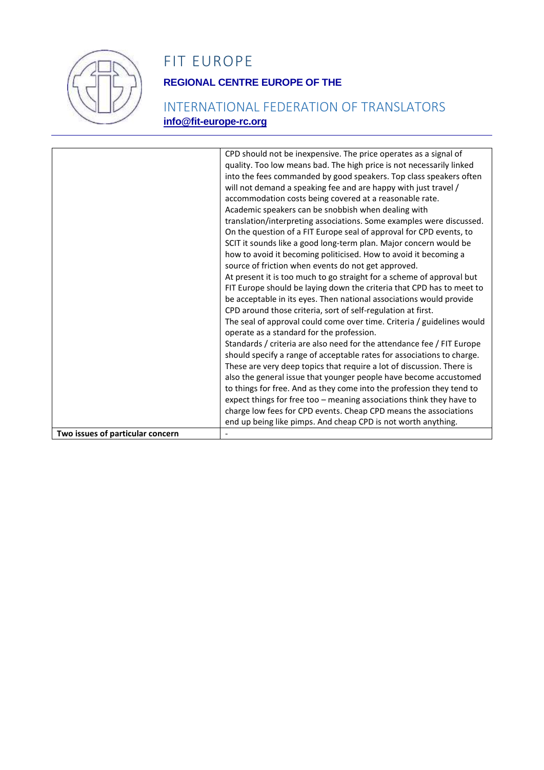| | |
|---|---|
| | CPD should not be inexpensive. The price operates as a signal of quality. Too low means bad. The high price is not necessarily linked into the fees commanded by good speakers. Top class speakers often will not demand a speaking fee and are happy with just travel / accommodation costs being covered at a reasonable rate.<br>Academic speakers can be snobbish when dealing with translation/interpreting associations. Some examples were discussed.<br>On the question of a FIT Europe seal of approval for CPD events, to SCIT it sounds like a good long-term plan. Major concern would be how to avoid it becoming politicised. How to avoid it becoming a source of friction when events do not get approved.<br>At present it is too much to go straight for a scheme of approval but FIT Europe should be laying down the criteria that CPD has to meet to be acceptable in its eyes. Then national associations would provide CPD around those criteria, sort of self-regulation at first.<br>The seal of approval could come over time. Criteria / guidelines would operate as a standard for the profession.<br>Standards / criteria are also need for the attendance fee / FIT Europe should specify a range of acceptable rates for associations to charge.<br>These are very deep topics that require a lot of discussion. There is also the general issue that younger people have become accustomed to things for free. And as they come into the profession they tend to expect things for free too – meaning associations think they have to charge low fees for CPD events. Cheap CPD means the associations end up being like pimps. And cheap CPD is not worth anything. |
| **Two issues of particular concern** | - |